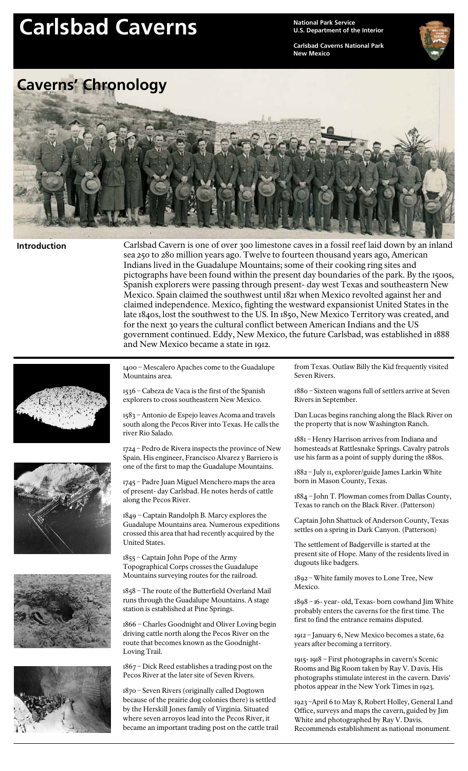# Carlsbad Caverns

**National Park Service**
**U.S. Department of the Interior**

**Carlsbad Caverns National Park**
**New Mexico**

## Caverns' Chronology

### Introduction

Carlsbad Cavern is one of over 300 limestone caves in a fossil reef laid down by an inland sea 250 to 280 million years ago. Twelve to fourteen thousand years ago, American Indians lived in the Guadalupe Mountains; some of their cooking ring sites and pictographs have been found within the present day boundaries of the park. By the 1500s, Spanish explorers were passing through present- day west Texas and southeastern New Mexico. Spain claimed the southwest until 1821 when Mexico revolted against her and claimed independence. Mexico, fighting the westward expansionist United States in the late 1840s, lost the southwest to the US. In 1850, New Mexico Territory was created, and for the next 30 years the cultural conflict between American Indians and the US government continued. Eddy, New Mexico, the future Carlsbad, was established in 1888 and New Mexico became a state in 1912.

1400 – Mescalero Apaches come to the Guadalupe Mountains area.

1536 – Cabeza de Vaca is the first of the Spanish explorers to cross southeastern New Mexico.

1583 – Antonio de Espejo leaves Acoma and travels south along the Pecos River into Texas. He calls the river Rio Salado.

1724 – Pedro de Rivera inspects the province of New Spain. His engineer, Francisco Alvarez y Barriero is one of the first to map the Guadalupe Mountains.

1745 – Padre Juan Miguel Menchero maps the area of present- day Carlsbad. He notes herds of cattle along the Pecos River.

1849 – Captain Randolph B. Marcy explores the Guadalupe Mountains area. Numerous expeditions crossed this area that had recently acquired by the United States.

1855 – Captain John Pope of the Army Topographical Corps crosses the Guadalupe Mountains surveying routes for the railroad.

1858 – The route of the Butterfield Overland Mail runs through the Guadalupe Mountains. A stage station is established at Pine Springs.

1866 – Charles Goodnight and Oliver Loving begin driving cattle north along the Pecos River on the route that becomes known as the Goodnight-Loving Trail.

1867 – Dick Reed establishes a trading post on the Pecos River at the later site of Seven Rivers.

1870 – Seven Rivers (originally called Dogtown because of the prairie dog colonies there) is settled by the Herskill Jones family of Virginia. Situated where seven arroyos lead into the Pecos River, it became an important trading post on the cattle trail from Texas. Outlaw Billy the Kid frequently visited Seven Rivers.

1880 – Sixteen wagons full of settlers arrive at Seven Rivers in September.

Dan Lucas begins ranching along the Black River on the property that is now Washington Ranch.

1881 – Henry Harrison arrives from Indiana and homesteads at Rattlesnake Springs. Cavalry patrols use his farm as a point of supply during the 1880s.

1882 – July 11, explorer/guide James Larkin White born in Mason County, Texas.

1884 – John T. Plowman comes from Dallas County, Texas to ranch on the Black River. (Patterson)

Captain John Shattuck of Anderson County, Texas settles on a spring in Dark Canyon. (Patterson)

The settlement of Badgerville is started at the present site of Hope. Many of the residents lived in dugouts like badgers.

1892 – White family moves to Lone Tree, New Mexico.

1898 – 16- year- old, Texas- born cowhand Jim White probably enters the caverns for the first time. The first to find the entrance remains disputed.

1912 – January 6, New Mexico becomes a state, 62 years after becoming a territory.

1915- 1918 – First photographs in cavern's Scenic Rooms and Big Room taken by Ray V. Davis. His photographs stimulate interest in the cavern. Davis' photos appear in the New York Times in 1923.

1923 –April 6 to May 8, Robert Holley, General Land Office, surveys and maps the cavern, guided by Jim White and photographed by Ray V. Davis. Recommends establishment as national monument.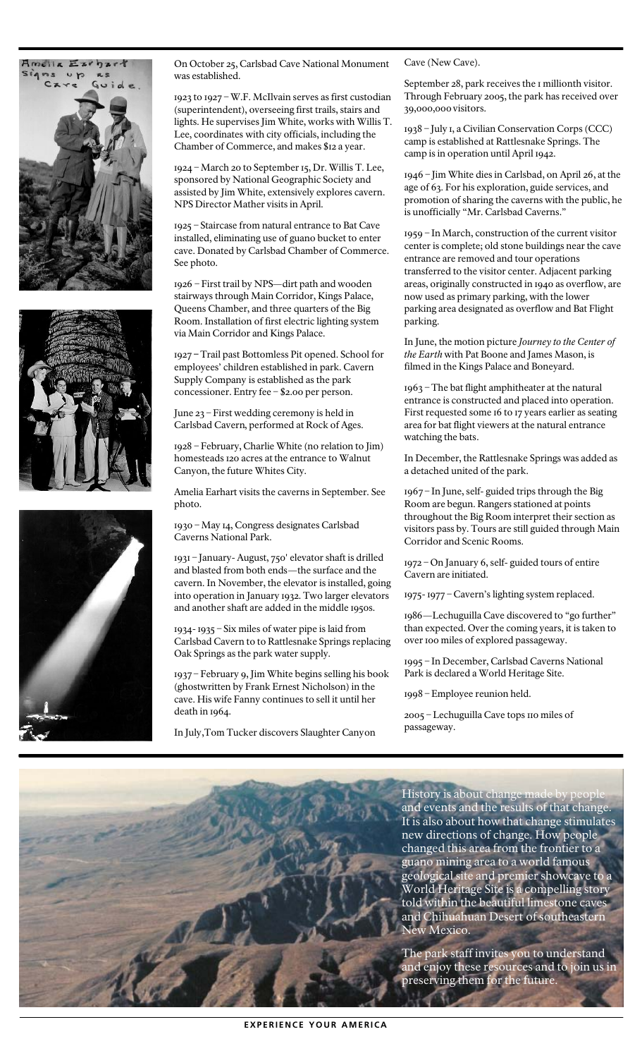On October 25, Carlsbad Cave National Monument was established.

1923 to 1927 – W.F. McIlvain serves as first custodian (superintendent), overseeing first trails, stairs and lights. He supervises Jim White, works with Willis T. Lee, coordinates with city officials, including the Chamber of Commerce, and makes $12 a year.

1924 – March 20 to September 15, Dr. Willis T. Lee, sponsored by National Geographic Society and assisted by Jim White, extensively explores cavern. NPS Director Mather visits in April.

1925 – Staircase from natural entrance to Bat Cave installed, eliminating use of guano bucket to enter cave. Donated by Carlsbad Chamber of Commerce. See photo.

1926 – First trail by NPS—dirt path and wooden stairways through Main Corridor, Kings Palace, Queens Chamber, and three quarters of the Big Room. Installation of first electric lighting system via Main Corridor and Kings Palace.

1927 – Trail past Bottomless Pit opened. School for employees' children established in park. Cavern Supply Company is established as the park concessioner. Entry fee – $2.00 per person.

June 23 – First wedding ceremony is held in Carlsbad Cavern, performed at Rock of Ages.

1928 – February, Charlie White (no relation to Jim) homesteads 120 acres at the entrance to Walnut Canyon, the future Whites City.

Amelia Earhart visits the caverns in September. See photo.

1930 – May 14, Congress designates Carlsbad Caverns National Park.

1931 – January- August, 750' elevator shaft is drilled and blasted from both ends—the surface and the cavern. In November, the elevator is installed, going into operation in January 1932. Two larger elevators and another shaft are added in the middle 1950s.

1934- 1935 – Six miles of water pipe is laid from Carlsbad Cavern to to Rattlesnake Springs replacing Oak Springs as the park water supply.

1937 – February 9, Jim White begins selling his book (ghostwritten by Frank Ernest Nicholson) in the cave. His wife Fanny continues to sell it until her death in 1964.

In July,Tom Tucker discovers Slaughter Canyon Cave (New Cave).

September 28, park receives the 1 millionth visitor. Through February 2005, the park has received over 39,000,000 visitors.

1938 – July 1, a Civilian Conservation Corps (CCC) camp is established at Rattlesnake Springs. The camp is in operation until April 1942.

1946 – Jim White dies in Carlsbad, on April 26, at the age of 63. For his exploration, guide services, and promotion of sharing the caverns with the public, he is unofficially "Mr. Carlsbad Caverns."

1959 – In March, construction of the current visitor center is complete; old stone buildings near the cave entrance are removed and tour operations transferred to the visitor center. Adjacent parking areas, originally constructed in 1940 as overflow, are now used as primary parking, with the lower parking area designated as overflow and Bat Flight parking.

In June, the motion picture *Journey to the Center of the Earth* with Pat Boone and James Mason, is filmed in the Kings Palace and Boneyard.

1963 – The bat flight amphitheater at the natural entrance is constructed and placed into operation. First requested some 16 to 17 years earlier as seating area for bat flight viewers at the natural entrance watching the bats.

In December, the Rattlesnake Springs was added as a detached united of the park.

1967 – In June, self- guided trips through the Big Room are begun. Rangers stationed at points throughout the Big Room interpret their section as visitors pass by. Tours are still guided through Main Corridor and Scenic Rooms.

1972 – On January 6, self- guided tours of entire Cavern are initiated.

1975- 1977 – Cavern's lighting system replaced.

1986—Lechuguilla Cave discovered to "go further" than expected. Over the coming years, it is taken to over 100 miles of explored passageway.

1995 – In December, Carlsbad Caverns National Park is declared a World Heritage Site.

1998 – Employee reunion held.

2005 – Lechuguilla Cave tops 110 miles of passageway.

History is about change made by people and events and the results of that change. It is also about how that change stimulates new directions of change. How people changed this area from the frontier to a guano mining area to a world famous geological site and premier showcave to a World Heritage Site is a compelling story told within the beautiful limestone caves and Chihuahuan Desert of southeastern New Mexico.

The park staff invites you to understand and enjoy these resources and to join us in preserving them for the future.

**EXPERIENCE YOUR AMERICA**